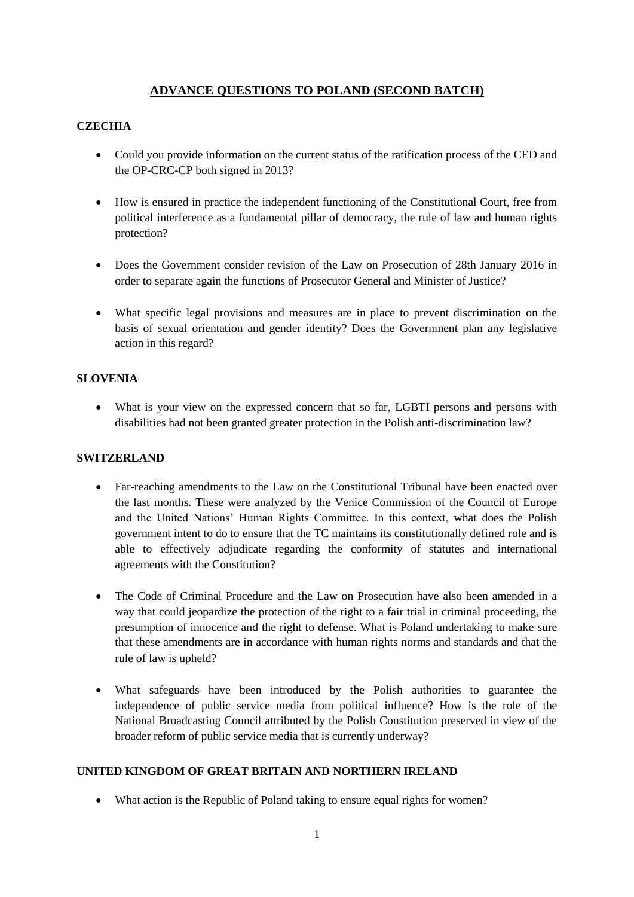# ADVANCE QUESTIONS TO POLAND (SECOND BATCH)

## CZECHIA

- Could you provide information on the current status of the ratification process of the CED and the OP-CRC-CP both signed in 2013?
- How is ensured in practice the independent functioning of the Constitutional Court, free from political interference as a fundamental pillar of democracy, the rule of law and human rights protection?
- Does the Government consider revision of the Law on Prosecution of 28th January 2016 in order to separate again the functions of Prosecutor General and Minister of Justice?
- What specific legal provisions and measures are in place to prevent discrimination on the basis of sexual orientation and gender identity? Does the Government plan any legislative action in this regard?

## SLOVENIA

- What is your view on the expressed concern that so far, LGBTI persons and persons with disabilities had not been granted greater protection in the Polish anti-discrimination law?

## SWITZERLAND

- Far-reaching amendments to the Law on the Constitutional Tribunal have been enacted over the last months. These were analyzed by the Venice Commission of the Council of Europe and the United Nations' Human Rights Committee. In this context, what does the Polish government intent to do to ensure that the TC maintains its constitutionally defined role and is able to effectively adjudicate regarding the conformity of statutes and international agreements with the Constitution?
- The Code of Criminal Procedure and the Law on Prosecution have also been amended in a way that could jeopardize the protection of the right to a fair trial in criminal proceeding, the presumption of innocence and the right to defense. What is Poland undertaking to make sure that these amendments are in accordance with human rights norms and standards and that the rule of law is upheld?
- What safeguards have been introduced by the Polish authorities to guarantee the independence of public service media from political influence? How is the role of the National Broadcasting Council attributed by the Polish Constitution preserved in view of the broader reform of public service media that is currently underway?

## UNITED KINGDOM OF GREAT BRITAIN AND NORTHERN IRELAND

- What action is the Republic of Poland taking to ensure equal rights for women?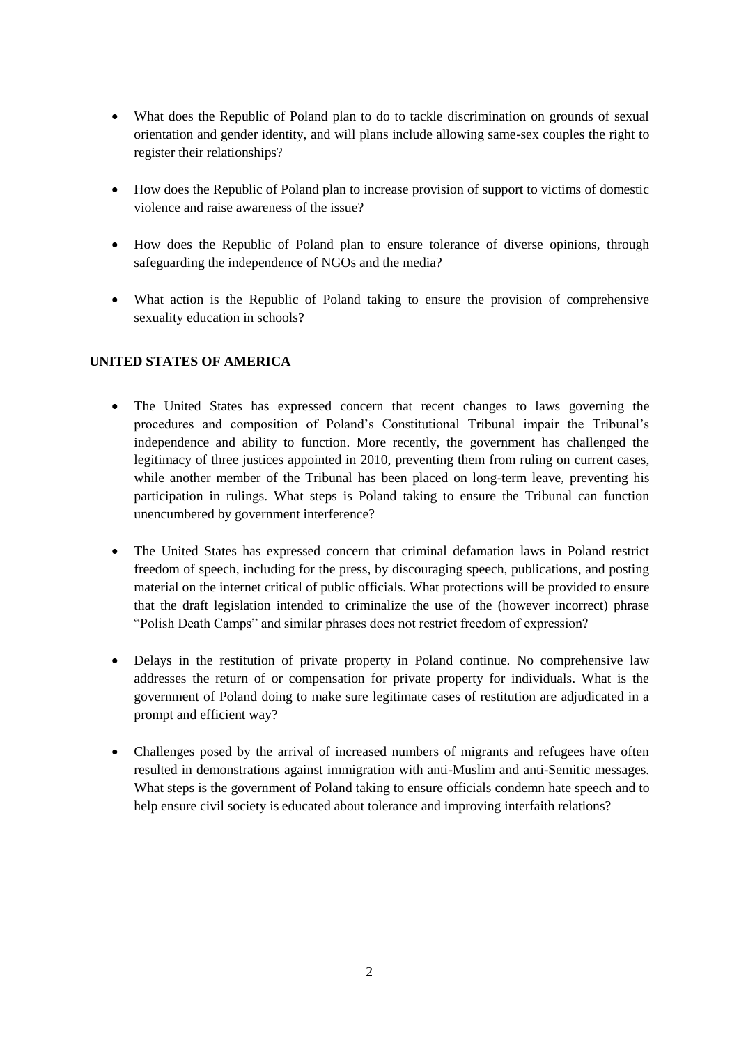- What does the Republic of Poland plan to do to tackle discrimination on grounds of sexual orientation and gender identity, and will plans include allowing same-sex couples the right to register their relationships?

- How does the Republic of Poland plan to increase provision of support to victims of domestic violence and raise awareness of the issue?

- How does the Republic of Poland plan to ensure tolerance of diverse opinions, through safeguarding the independence of NGOs and the media?

- What action is the Republic of Poland taking to ensure the provision of comprehensive sexuality education in schools?

**UNITED STATES OF AMERICA**

- The United States has expressed concern that recent changes to laws governing the procedures and composition of Poland's Constitutional Tribunal impair the Tribunal's independence and ability to function. More recently, the government has challenged the legitimacy of three justices appointed in 2010, preventing them from ruling on current cases, while another member of the Tribunal has been placed on long-term leave, preventing his participation in rulings. What steps is Poland taking to ensure the Tribunal can function unencumbered by government interference?

- The United States has expressed concern that criminal defamation laws in Poland restrict freedom of speech, including for the press, by discouraging speech, publications, and posting material on the internet critical of public officials. What protections will be provided to ensure that the draft legislation intended to criminalize the use of the (however incorrect) phrase "Polish Death Camps" and similar phrases does not restrict freedom of expression?

- Delays in the restitution of private property in Poland continue. No comprehensive law addresses the return of or compensation for private property for individuals. What is the government of Poland doing to make sure legitimate cases of restitution are adjudicated in a prompt and efficient way?

- Challenges posed by the arrival of increased numbers of migrants and refugees have often resulted in demonstrations against immigration with anti-Muslim and anti-Semitic messages. What steps is the government of Poland taking to ensure officials condemn hate speech and to help ensure civil society is educated about tolerance and improving interfaith relations?